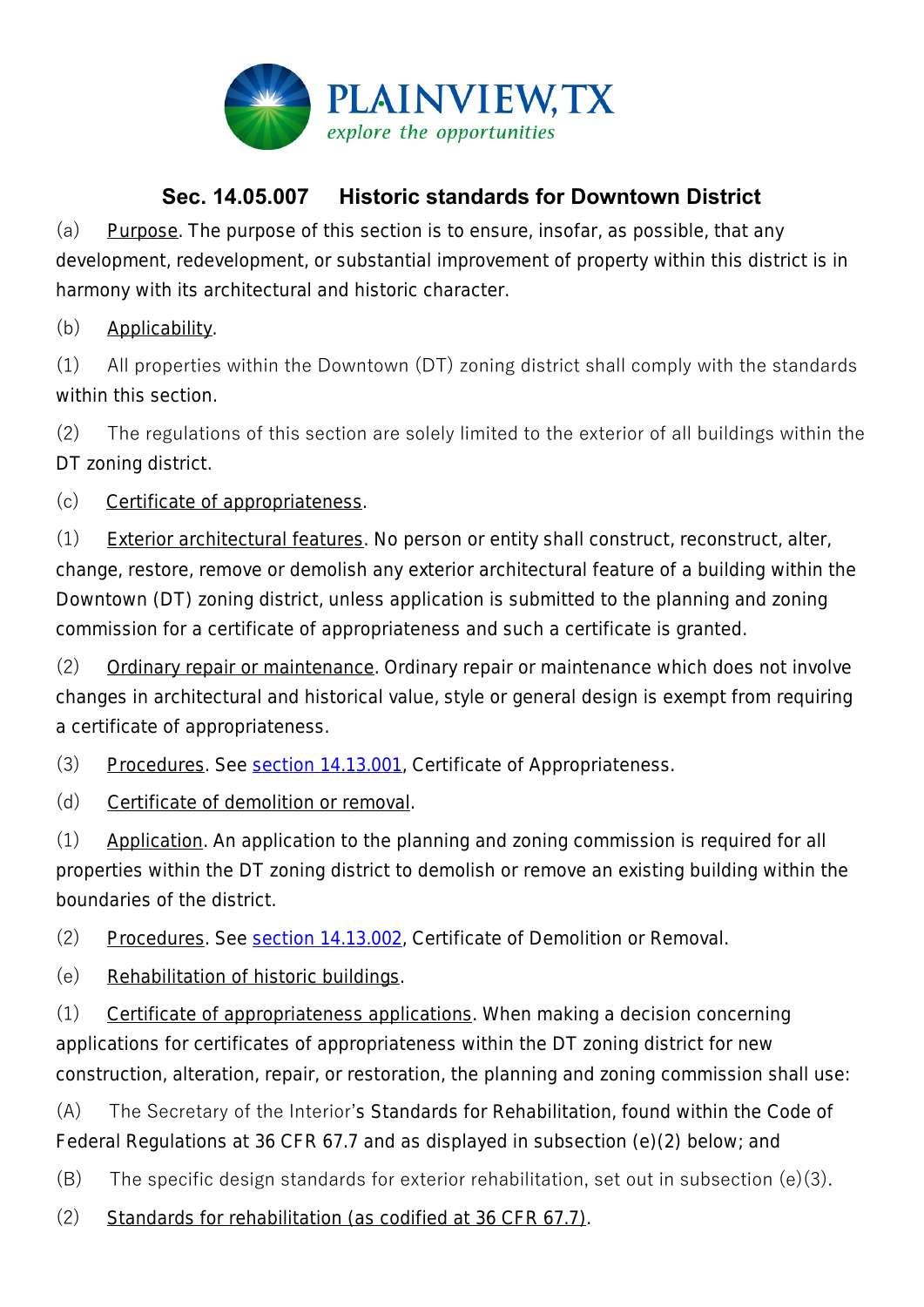**PLAINVIEW, TX**
*explore the opportunities*

## Sec. 14.05.007 Historic standards for Downtown District

(a) Purpose. The purpose of this section is to ensure, insofar, as possible, that any development, redevelopment, or substantial improvement of property within this district is in harmony with its architectural and historic character.

(b) Applicability.

(1) All properties within the Downtown (DT) zoning district shall comply with the standards within this section.

(2) The regulations of this section are solely limited to the exterior of all buildings within the DT zoning district.

(c) Certificate of appropriateness.

(1) Exterior architectural features. No person or entity shall construct, reconstruct, alter, change, restore, remove or demolish any exterior architectural feature of a building within the Downtown (DT) zoning district, unless application is submitted to the planning and zoning commission for a certificate of appropriateness and such a certificate is granted.

(2) Ordinary repair or maintenance. Ordinary repair or maintenance which does not involve changes in architectural and historical value, style or general design is exempt from requiring a certificate of appropriateness.

(3) Procedures. See section 14.13.001, Certificate of Appropriateness.

(d) Certificate of demolition or removal.

(1) Application. An application to the planning and zoning commission is required for all properties within the DT zoning district to demolish or remove an existing building within the boundaries of the district.

(2) Procedures. See section 14.13.002, Certificate of Demolition or Removal.

(e) Rehabilitation of historic buildings.

(1) Certificate of appropriateness applications. When making a decision concerning applications for certificates of appropriateness within the DT zoning district for new construction, alteration, repair, or restoration, the planning and zoning commission shall use:

(A) The Secretary of the Interior's Standards for Rehabilitation, found within the Code of Federal Regulations at 36 CFR 67.7 and as displayed in subsection (e)(2) below; and

(B) The specific design standards for exterior rehabilitation, set out in subsection (e)(3).

(2) Standards for rehabilitation (as codified at 36 CFR 67.7).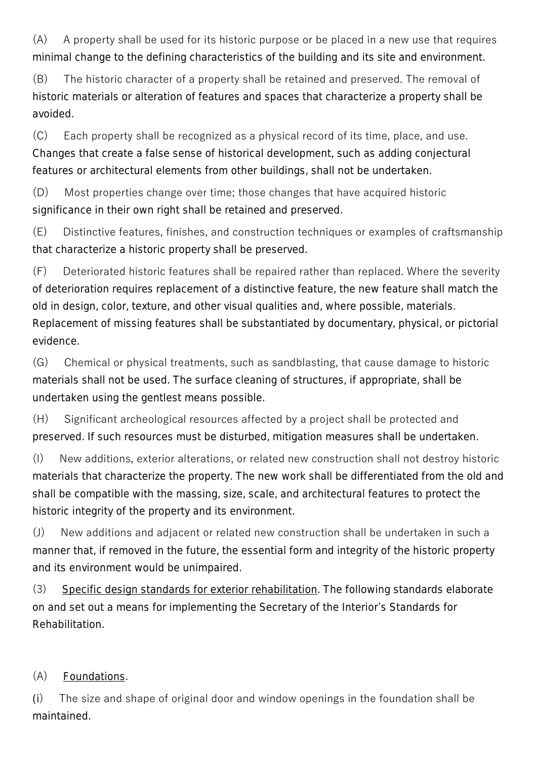(A) A property shall be used for its historic purpose or be placed in a new use that requires minimal change to the defining characteristics of the building and its site and environment.

(B) The historic character of a property shall be retained and preserved. The removal of historic materials or alteration of features and spaces that characterize a property shall be avoided.

(C) Each property shall be recognized as a physical record of its time, place, and use. Changes that create a false sense of historical development, such as adding conjectural features or architectural elements from other buildings, shall not be undertaken.

(D) Most properties change over time; those changes that have acquired historic significance in their own right shall be retained and preserved.

(E) Distinctive features, finishes, and construction techniques or examples of craftsmanship that characterize a historic property shall be preserved.

(F) Deteriorated historic features shall be repaired rather than replaced. Where the severity of deterioration requires replacement of a distinctive feature, the new feature shall match the old in design, color, texture, and other visual qualities and, where possible, materials. Replacement of missing features shall be substantiated by documentary, physical, or pictorial evidence.

(G) Chemical or physical treatments, such as sandblasting, that cause damage to historic materials shall not be used. The surface cleaning of structures, if appropriate, shall be undertaken using the gentlest means possible.

(H) Significant archeological resources affected by a project shall be protected and preserved. If such resources must be disturbed, mitigation measures shall be undertaken.

(I) New additions, exterior alterations, or related new construction shall not destroy historic materials that characterize the property. The new work shall be differentiated from the old and shall be compatible with the massing, size, scale, and architectural features to protect the historic integrity of the property and its environment.

(J) New additions and adjacent or related new construction shall be undertaken in such a manner that, if removed in the future, the essential form and integrity of the historic property and its environment would be unimpaired.

(3) Specific design standards for exterior rehabilitation. The following standards elaborate on and set out a means for implementing the Secretary of the Interior's Standards for Rehabilitation.

(A) Foundations.

(i) The size and shape of original door and window openings in the foundation shall be maintained.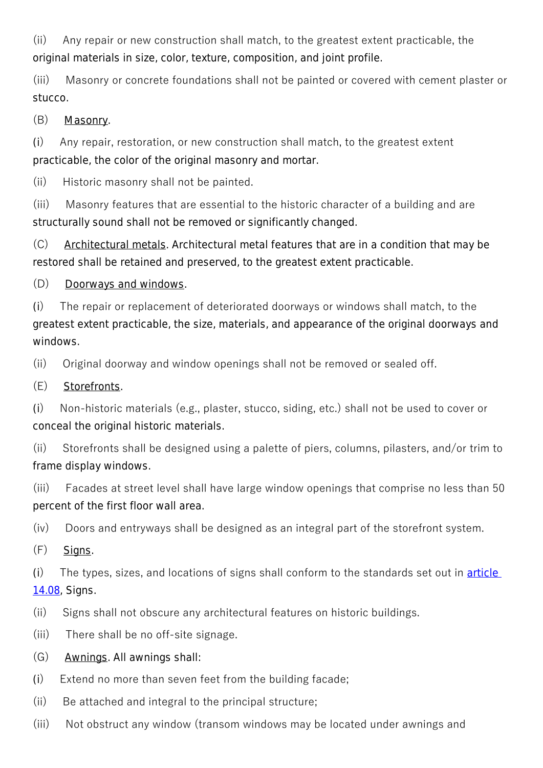(ii) Any repair or new construction shall match, to the greatest extent practicable, the original materials in size, color, texture, composition, and joint profile.

(iii) Masonry or concrete foundations shall not be painted or covered with cement plaster or stucco.

(B) Masonry.

(i) Any repair, restoration, or new construction shall match, to the greatest extent practicable, the color of the original masonry and mortar.

(ii) Historic masonry shall not be painted.

(iii) Masonry features that are essential to the historic character of a building and are structurally sound shall not be removed or significantly changed.

(C) Architectural metals. Architectural metal features that are in a condition that may be restored shall be retained and preserved, to the greatest extent practicable.

(D) Doorways and windows.

(i) The repair or replacement of deteriorated doorways or windows shall match, to the greatest extent practicable, the size, materials, and appearance of the original doorways and windows.

(ii) Original doorway and window openings shall not be removed or sealed off.

(E) Storefronts.

(i) Non-historic materials (e.g., plaster, stucco, siding, etc.) shall not be used to cover or conceal the original historic materials.

(ii) Storefronts shall be designed using a palette of piers, columns, pilasters, and/or trim to frame display windows.

(iii) Facades at street level shall have large window openings that comprise no less than 50 percent of the first floor wall area.

(iv) Doors and entryways shall be designed as an integral part of the storefront system.

(F) Signs.

(i) The types, sizes, and locations of signs shall conform to the standards set out in article 14.08, Signs.

(ii) Signs shall not obscure any architectural features on historic buildings.

(iii) There shall be no off-site signage.

(G) Awnings. All awnings shall:

(i) Extend no more than seven feet from the building facade;

(ii) Be attached and integral to the principal structure;

(iii) Not obstruct any window (transom windows may be located under awnings and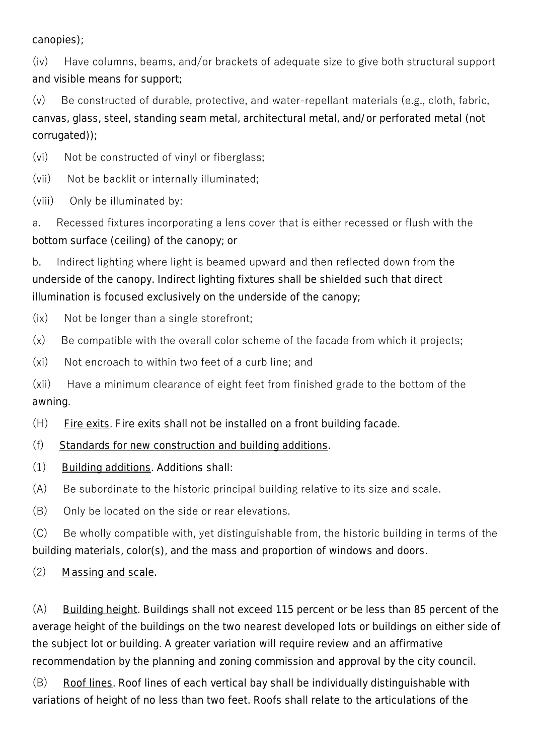canopies);

(iv) Have columns, beams, and/or brackets of adequate size to give both structural support and visible means for support;

(v) Be constructed of durable, protective, and water-repellant materials (e.g., cloth, fabric, canvas, glass, steel, standing seam metal, architectural metal, and/or perforated metal (not corrugated));

(vi) Not be constructed of vinyl or fiberglass;

(vii) Not be backlit or internally illuminated;

(viii) Only be illuminated by:

a. Recessed fixtures incorporating a lens cover that is either recessed or flush with the bottom surface (ceiling) of the canopy; or

b. Indirect lighting where light is beamed upward and then reflected down from the underside of the canopy. Indirect lighting fixtures shall be shielded such that direct illumination is focused exclusively on the underside of the canopy;

(ix) Not be longer than a single storefront;

(x) Be compatible with the overall color scheme of the facade from which it projects;

(xi) Not encroach to within two feet of a curb line; and

(xii) Have a minimum clearance of eight feet from finished grade to the bottom of the awning.

(H) <u>Fire exits</u>. Fire exits shall not be installed on a front building facade.

(f) <u>Standards for new construction and building additions</u>.

(1) <u>Building additions</u>. Additions shall:

(A) Be subordinate to the historic principal building relative to its size and scale.

(B) Only be located on the side or rear elevations.

(C) Be wholly compatible with, yet distinguishable from, the historic building in terms of the building materials, color(s), and the mass and proportion of windows and doors.

(2) <u>Massing and scale</u>.

(A) <u>Building height</u>. Buildings shall not exceed 115 percent or be less than 85 percent of the average height of the buildings on the two nearest developed lots or buildings on either side of the subject lot or building. A greater variation will require review and an affirmative recommendation by the planning and zoning commission and approval by the city council.

(B) <u>Roof lines</u>. Roof lines of each vertical bay shall be individually distinguishable with variations of height of no less than two feet. Roofs shall relate to the articulations of the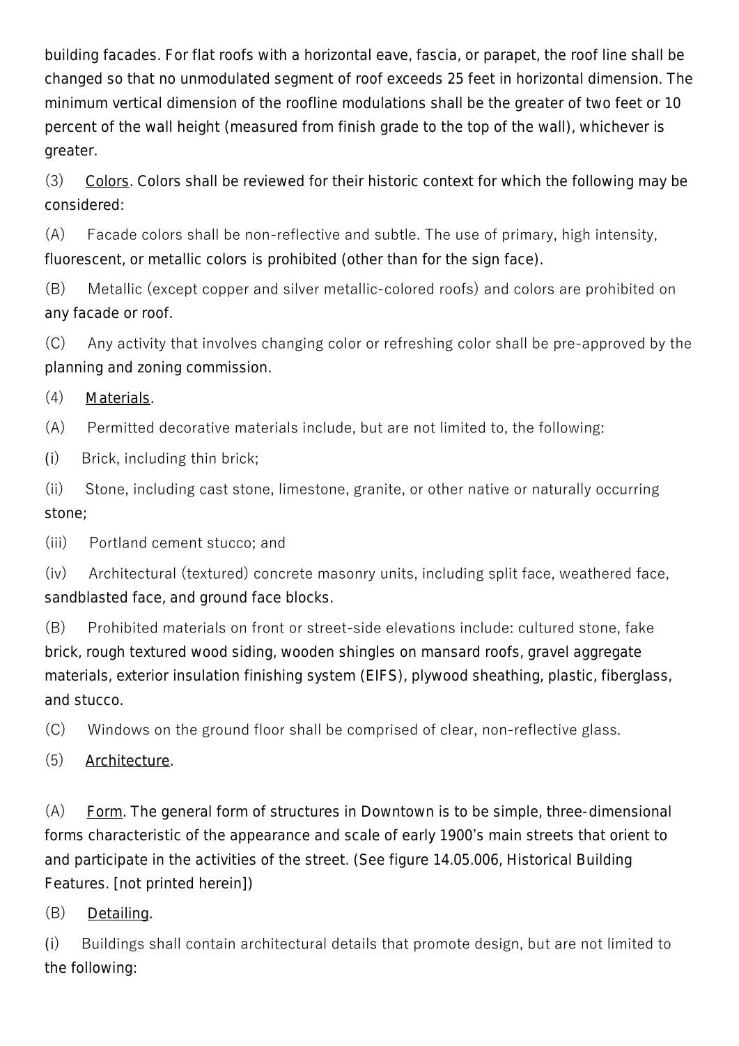building facades. For flat roofs with a horizontal eave, fascia, or parapet, the roof line shall be changed so that no unmodulated segment of roof exceeds 25 feet in horizontal dimension. The minimum vertical dimension of the roofline modulations shall be the greater of two feet or 10 percent of the wall height (measured from finish grade to the top of the wall), whichever is greater.

(3) Colors. Colors shall be reviewed for their historic context for which the following may be considered:

(A) Facade colors shall be non-reflective and subtle. The use of primary, high intensity, fluorescent, or metallic colors is prohibited (other than for the sign face).

(B) Metallic (except copper and silver metallic-colored roofs) and colors are prohibited on any facade or roof.

(C) Any activity that involves changing color or refreshing color shall be pre-approved by the planning and zoning commission.

(4) Materials.

(A) Permitted decorative materials include, but are not limited to, the following:

(i) Brick, including thin brick;

(ii) Stone, including cast stone, limestone, granite, or other native or naturally occurring stone;

(iii) Portland cement stucco; and

(iv) Architectural (textured) concrete masonry units, including split face, weathered face, sandblasted face, and ground face blocks.

(B) Prohibited materials on front or street-side elevations include: cultured stone, fake brick, rough textured wood siding, wooden shingles on mansard roofs, gravel aggregate materials, exterior insulation finishing system (EIFS), plywood sheathing, plastic, fiberglass, and stucco.

(C) Windows on the ground floor shall be comprised of clear, non-reflective glass.

(5) Architecture.

(A) Form. The general form of structures in Downtown is to be simple, three-dimensional forms characteristic of the appearance and scale of early 1900's main streets that orient to and participate in the activities of the street. (See figure 14.05.006, Historical Building Features. [not printed herein])

(B) Detailing.

(i) Buildings shall contain architectural details that promote design, but are not limited to the following: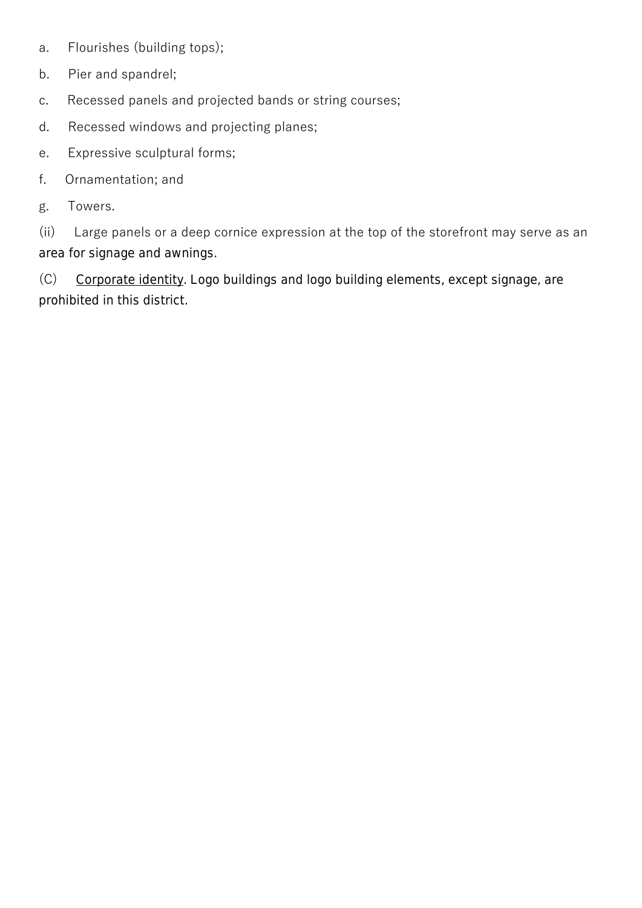a. Flourishes (building tops);

b. Pier and spandrel;

c. Recessed panels and projected bands or string courses;

d. Recessed windows and projecting planes;

e. Expressive sculptural forms;

f. Ornamentation; and

g. Towers.

(ii) Large panels or a deep cornice expression at the top of the storefront may serve as an area for signage and awnings.

(C) Corporate identity. Logo buildings and logo building elements, except signage, are prohibited in this district.